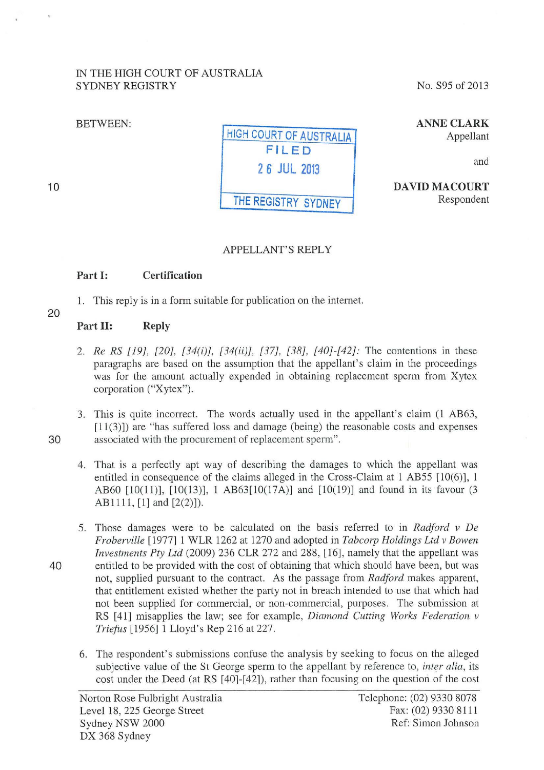IN THE HIGH COURT OF AUSTRALIA
SYDNEY REGISTRY

No. S95 of 2013

BETWEEN:

HIGH COURT OF AUSTRALIA
FILED
26 JUL 2013
THE REGISTRY SYDNEY

**ANNE CLARK**
Appellant

and

**DAVID MACOURT**
Respondent

APPELLANT'S REPLY

**Part I: Certification**

1. This reply is in a form suitable for publication on the internet.

**Part II: Reply**

2. *Re RS [19], [20], [34(i)], [34(ii)], [37], [38], [40]-[42]:* The contentions in these paragraphs are based on the assumption that the appellant's claim in the proceedings was for the amount actually expended in obtaining replacement sperm from Xytex corporation ("Xytex").

3. This is quite incorrect. The words actually used in the appellant's claim (1 AB63, [11(3)]) are "has suffered loss and damage (being) the reasonable costs and expenses associated with the procurement of replacement sperm".

4. That is a perfectly apt way of describing the damages to which the appellant was entitled in consequence of the claims alleged in the Cross-Claim at 1 AB55 [10(6)], 1 AB60 [10(11)], [10(13)], 1 AB63[10(17A)] and [10(19)] and found in its favour (3 AB1111, [1] and [2(2)]).

5. Those damages were to be calculated on the basis referred to in *Radford v De Froberville* [1977] 1 WLR 1262 at 1270 and adopted in *Tabcorp Holdings Ltd v Bowen Investments Pty Ltd* (2009) 236 CLR 272 and 288, [16], namely that the appellant was entitled to be provided with the cost of obtaining that which should have been, but was not, supplied pursuant to the contract. As the passage from *Radford* makes apparent, that entitlement existed whether the party not in breach intended to use that which had not been supplied for commercial, or non-commercial, purposes. The submission at RS [41] misapplies the law; see for example, *Diamond Cutting Works Federation v Triefus* [1956] 1 Lloyd's Rep 216 at 227.

6. The respondent's submissions confuse the analysis by seeking to focus on the alleged subjective value of the St George sperm to the appellant by reference to, *inter alia*, its cost under the Deed (at RS [40]-[42]), rather than focusing on the question of the cost

Norton Rose Fulbright Australia
Level 18, 225 George Street
Sydney NSW 2000
DX 368 Sydney

Telephone: (02) 9330 8078
Fax: (02) 9330 8111
Ref: Simon Johnson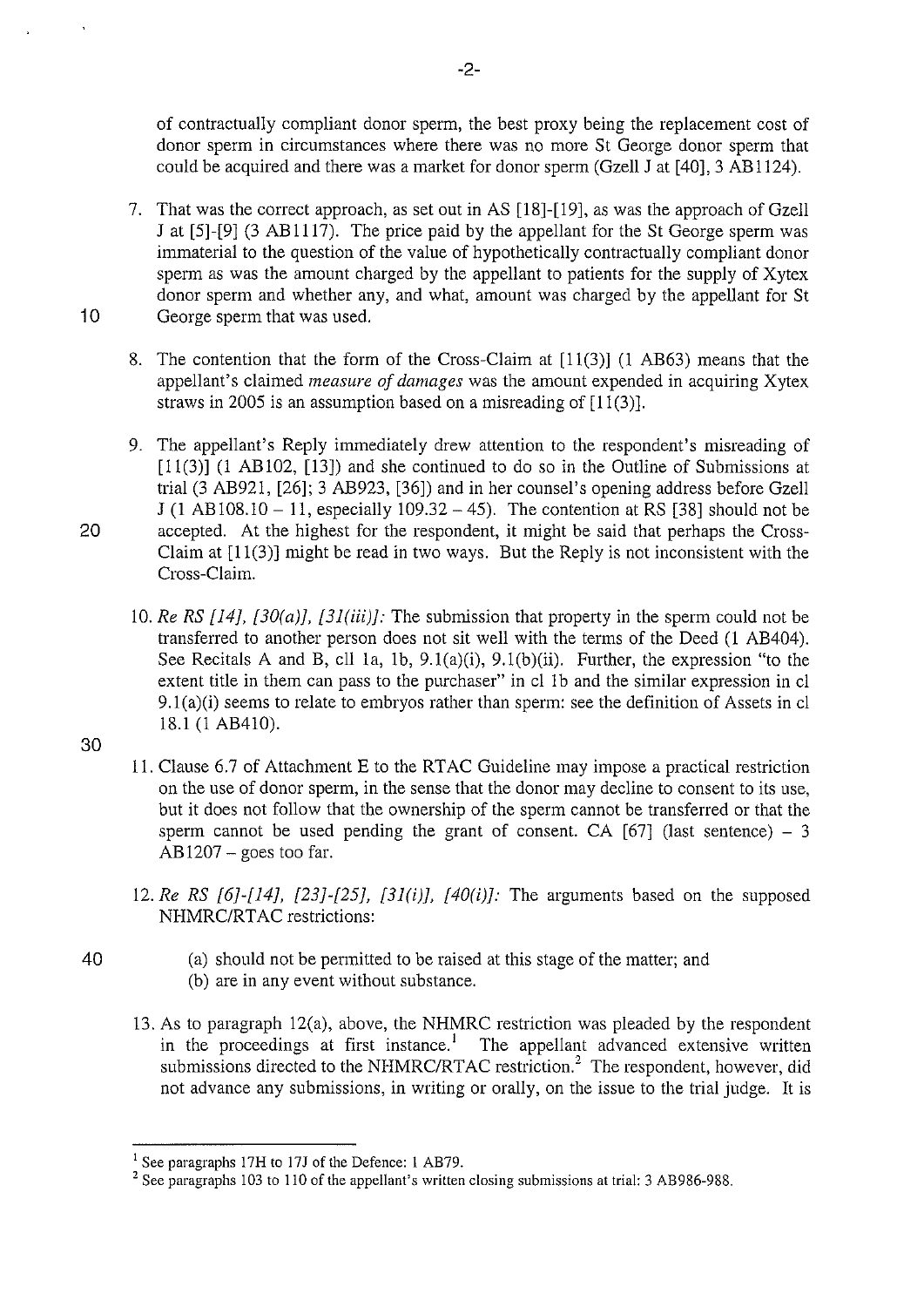of contractually compliant donor sperm, the best proxy being the replacement cost of donor sperm in circumstances where there was no more St George donor sperm that could be acquired and there was a market for donor sperm (Gzell J at [40], 3 AB1124).

7. That was the correct approach, as set out in AS [18]-[19], as was the approach of Gzell J at [5]-[9] (3 AB1117). The price paid by the appellant for the St George sperm was immaterial to the question of the value of hypothetically contractually compliant donor sperm as was the amount charged by the appellant to patients for the supply of Xytex donor sperm and whether any, and what, amount was charged by the appellant for St George sperm that was used.

8. The contention that the form of the Cross-Claim at [11(3)] (1 AB63) means that the appellant's claimed *measure of damages* was the amount expended in acquiring Xytex straws in 2005 is an assumption based on a misreading of [11(3)].

9. The appellant's Reply immediately drew attention to the respondent's misreading of [11(3)] (1 AB102, [13]) and she continued to do so in the Outline of Submissions at trial (3 AB921, [26]; 3 AB923, [36]) and in her counsel's opening address before Gzell J (1 AB108.10 – 11, especially 109.32 – 45). The contention at RS [38] should not be accepted. At the highest for the respondent, it might be said that perhaps the Cross-Claim at [11(3)] might be read in two ways. But the Reply is not inconsistent with the Cross-Claim.

10. *Re RS [14], [30(a)], [31(iii)]:* The submission that property in the sperm could not be transferred to another person does not sit well with the terms of the Deed (1 AB404). See Recitals A and B, cll 1a, 1b, 9.1(a)(i), 9.1(b)(ii). Further, the expression "to the extent title in them can pass to the purchaser" in cl 1b and the similar expression in cl 9.1(a)(i) seems to relate to embryos rather than sperm: see the definition of Assets in cl 18.1 (1 AB410).

11. Clause 6.7 of Attachment E to the RTAC Guideline may impose a practical restriction on the use of donor sperm, in the sense that the donor may decline to consent to its use, but it does not follow that the ownership of the sperm cannot be transferred or that the sperm cannot be used pending the grant of consent. CA [67] (last sentence) – 3 AB1207 – goes too far.

12. *Re RS [6]-[14], [23]-[25], [31(i)], [40(i)]:* The arguments based on the supposed NHMRC/RTAC restrictions:

    (a) should not be permitted to be raised at this stage of the matter; and
    (b) are in any event without substance.

13. As to paragraph 12(a), above, the NHMRC restriction was pleaded by the respondent in the proceedings at first instance.[1] The appellant advanced extensive written submissions directed to the NHMRC/RTAC restriction.[2] The respondent, however, did not advance any submissions, in writing or orally, on the issue to the trial judge. It is

[1] See paragraphs 17H to 17J of the Defence: 1 AB79.

[2] See paragraphs 103 to 110 of the appellant's written closing submissions at trial: 3 AB986-988.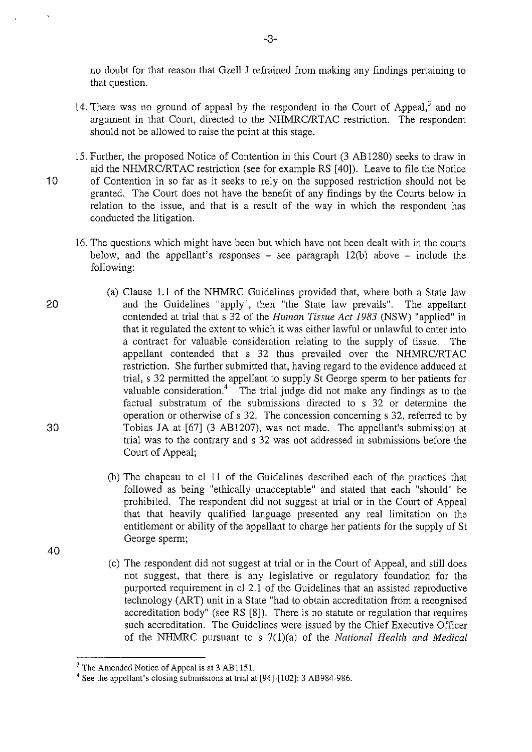no doubt for that reason that Gzell J refrained from making any findings pertaining to that question.

14. There was no ground of appeal by the respondent in the Court of Appeal,[3] and no argument in that Court, directed to the NHMRC/RTAC restriction. The respondent should not be allowed to raise the point at this stage.

15. Further, the proposed Notice of Contention in this Court (3 AB1280) seeks to draw in aid the NHMRC/RTAC restriction (see for example RS [40]). Leave to file the Notice of Contention in so far as it seeks to rely on the supposed restriction should not be granted. The Court does not have the benefit of any findings by the Courts below in relation to the issue, and that is a result of the way in which the respondent has conducted the litigation.

16. The questions which might have been but which have not been dealt with in the courts below, and the appellant's responses – see paragraph 12(b) above – include the following:

    (a) Clause 1.1 of the NHMRC Guidelines provided that, where both a State law and the Guidelines "apply", then "the State law prevails". The appellant contended at trial that s 32 of the *Human Tissue Act 1983* (NSW) "applied" in that it regulated the extent to which it was either lawful or unlawful to enter into a contract for valuable consideration relating to the supply of tissue. The appellant contended that s 32 thus prevailed over the NHMRC/RTAC restriction. She further submitted that, having regard to the evidence adduced at trial, s 32 permitted the appellant to supply St George sperm to her patients for valuable consideration.[4] The trial judge did not make any findings as to the factual substratum of the submissions directed to s 32 or determine the operation or otherwise of s 32. The concession concerning s 32, referred to by Tobias JA at [67] (3 AB1207), was not made. The appellant's submission at trial was to the contrary and s 32 was not addressed in submissions before the Court of Appeal;

    (b) The chapeau to cl 11 of the Guidelines described each of the practices that followed as being "ethically unacceptable" and stated that each "should" be prohibited. The respondent did not suggest at trial or in the Court of Appeal that that heavily qualified language presented any real limitation on the entitlement or ability of the appellant to charge her patients for the supply of St George sperm;

    (c) The respondent did not suggest at trial or in the Court of Appeal, and still does not suggest, that there is any legislative or regulatory foundation for the purported requirement in cl 2.1 of the Guidelines that an assisted reproductive technology (ART) unit in a State "had to obtain accreditation from a recognised accreditation body" (see RS [8]). There is no statute or regulation that requires such accreditation. The Guidelines were issued by the Chief Executive Officer of the NHMRC pursuant to s 7(1)(a) of the *National Health and Medical*

---

[3] The Amended Notice of Appeal is at 3 AB1151.

[4] See the appellant's closing submissions at trial at [94]-[102]: 3 AB984-986.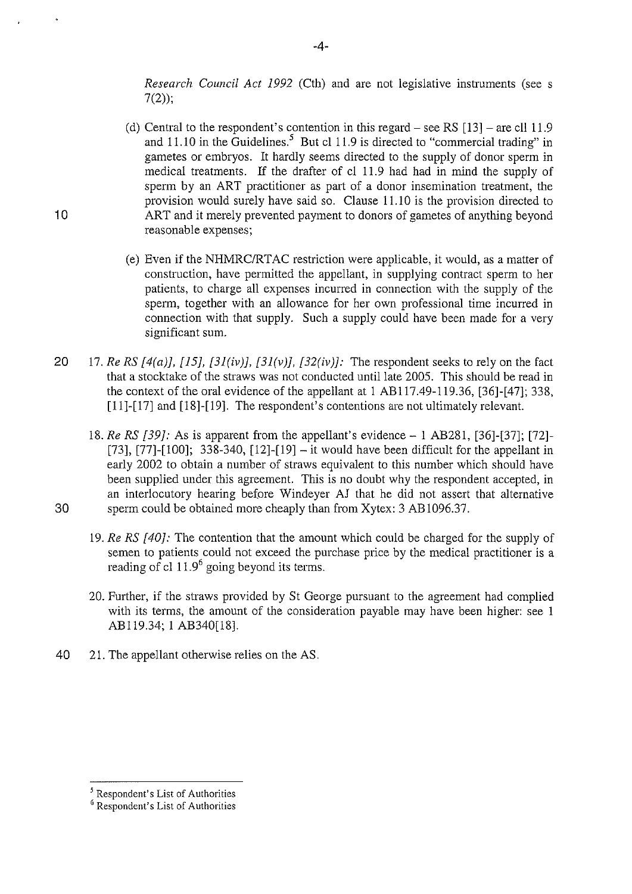*Research Council Act 1992* (Cth) and are not legislative instruments (see s 7(2));

(d) Central to the respondent's contention in this regard – see RS [13] – are cll 11.9 and 11.10 in the Guidelines.[5] But cl 11.9 is directed to "commercial trading" in gametes or embryos. It hardly seems directed to the supply of donor sperm in medical treatments. If the drafter of cl 11.9 had had in mind the supply of sperm by an ART practitioner as part of a donor insemination treatment, the provision would surely have said so. Clause 11.10 is the provision directed to ART and it merely prevented payment to donors of gametes of anything beyond reasonable expenses;

(e) Even if the NHMRC/RTAC restriction were applicable, it would, as a matter of construction, have permitted the appellant, in supplying contract sperm to her patients, to charge all expenses incurred in connection with the supply of the sperm, together with an allowance for her own professional time incurred in connection with that supply. Such a supply could have been made for a very significant sum.

17. *Re RS [4(a)], [15], [31(iv)], [31(v)], [32(iv)]:* The respondent seeks to rely on the fact that a stocktake of the straws was not conducted until late 2005. This should be read in the context of the oral evidence of the appellant at 1 AB117.49-119.36, [36]-[47]; 338, [11]-[17] and [18]-[19]. The respondent's contentions are not ultimately relevant.

18. *Re RS [39]:* As is apparent from the appellant's evidence – 1 AB281, [36]-[37]; [72]-[73], [77]-[100]; 338-340, [12]-[19] – it would have been difficult for the appellant in early 2002 to obtain a number of straws equivalent to this number which should have been supplied under this agreement. This is no doubt why the respondent accepted, in an interlocutory hearing before Windeyer AJ that he did not assert that alternative sperm could be obtained more cheaply than from Xytex: 3 AB1096.37.

19. *Re RS [40]:* The contention that the amount which could be charged for the supply of semen to patients could not exceed the purchase price by the medical practitioner is a reading of cl 11.9[6] going beyond its terms.

20. Further, if the straws provided by St George pursuant to the agreement had complied with its terms, the amount of the consideration payable may have been higher: see 1 AB119.34; 1 AB340[18].

21. The appellant otherwise relies on the AS.

---

[5] Respondent's List of Authorities

[6] Respondent's List of Authorities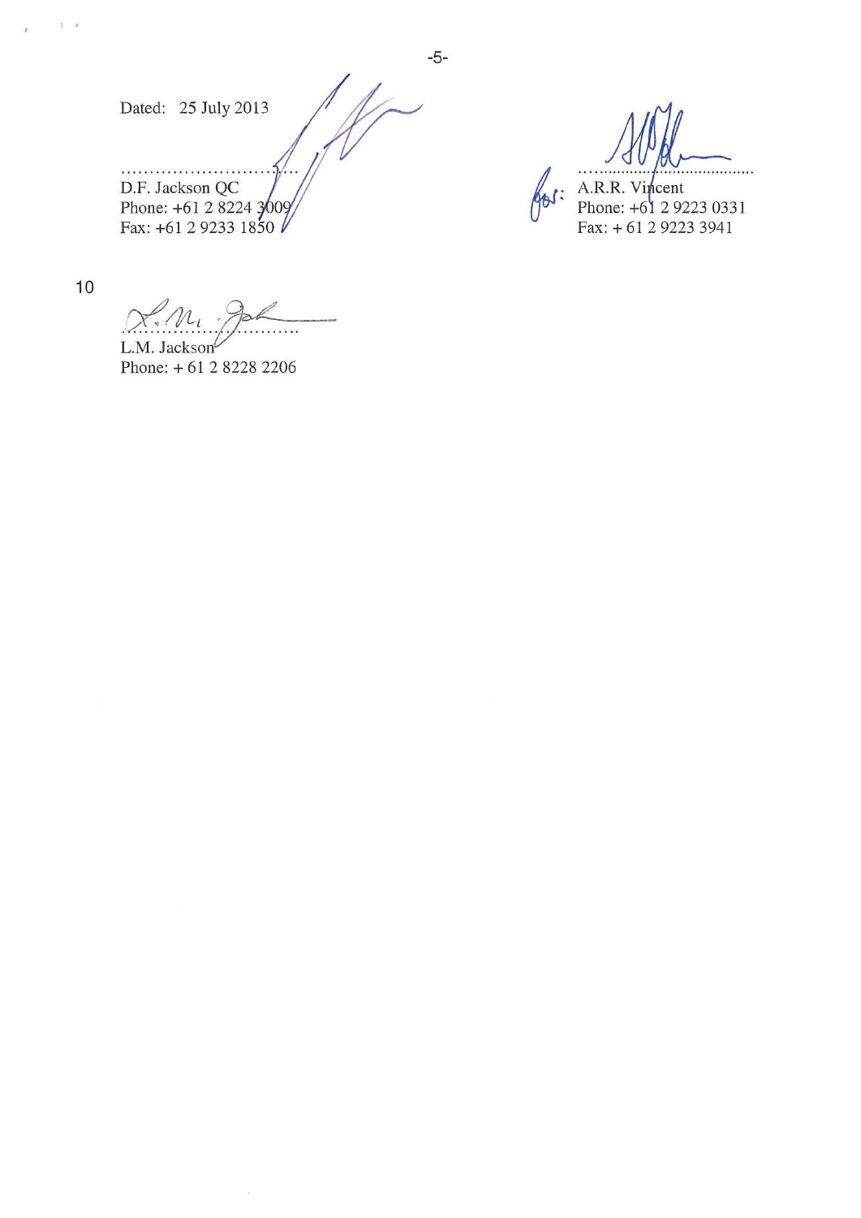Dated: 25 July 2013

.................................

D.F. Jackson QC
Phone: +61 2 8224 3009
Fax: +61 2 9233 1850

for: .................................

A.R.R. Vincent
Phone: +61 2 9223 0331
Fax: + 61 2 9223 3941

10

.................................

L.M. Jackson
Phone: + 61 2 8228 2206